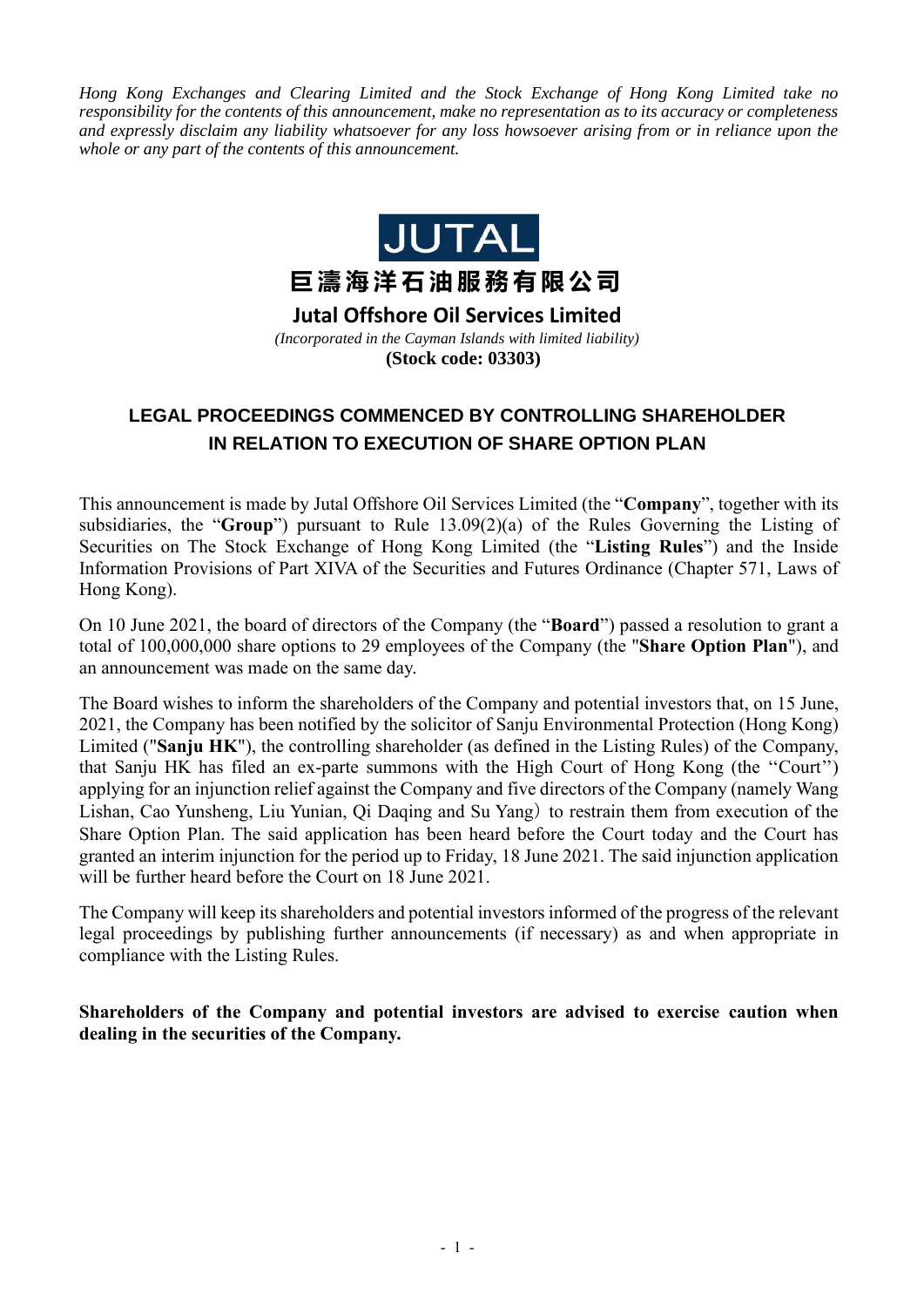*Hong Kong Exchanges and Clearing Limited and the Stock Exchange of Hong Kong Limited take no responsibility for the contents of this announcement, make no representation as to its accuracy or completeness and expressly disclaim any liability whatsoever for any loss howsoever arising from or in reliance upon the whole or any part of the contents of this announcement.*

JUTAL

# 巨濤海洋石油服務有限公司

# Jutal Offshore Oil Services Limited

*(Incorporated in the Cayman Islands with limited liability)*

**(Stock code: 03303)**

## LEGAL PROCEEDINGS COMMENCED BY CONTROLLING SHAREHOLDER IN RELATION TO EXECUTION OF SHARE OPTION PLAN

This announcement is made by Jutal Offshore Oil Services Limited (the "**Company**", together with its subsidiaries, the "**Group**") pursuant to Rule 13.09(2)(a) of the Rules Governing the Listing of Securities on The Stock Exchange of Hong Kong Limited (the "**Listing Rules**") and the Inside Information Provisions of Part XIVA of the Securities and Futures Ordinance (Chapter 571, Laws of Hong Kong).

On 10 June 2021, the board of directors of the Company (the "**Board**") passed a resolution to grant a total of 100,000,000 share options to 29 employees of the Company (the "**Share Option Plan**"), and an announcement was made on the same day.

The Board wishes to inform the shareholders of the Company and potential investors that, on 15 June, 2021, the Company has been notified by the solicitor of Sanju Environmental Protection (Hong Kong) Limited ("**Sanju HK**"), the controlling shareholder (as defined in the Listing Rules) of the Company, that Sanju HK has filed an ex-parte summons with the High Court of Hong Kong (the "Court") applying for an injunction relief against the Company and five directors of the Company (namely Wang Lishan, Cao Yunsheng, Liu Yunian, Qi Daqing and Su Yang) to restrain them from execution of the Share Option Plan. The said application has been heard before the Court today and the Court has granted an interim injunction for the period up to Friday, 18 June 2021. The said injunction application will be further heard before the Court on 18 June 2021.

The Company will keep its shareholders and potential investors informed of the progress of the relevant legal proceedings by publishing further announcements (if necessary) as and when appropriate in compliance with the Listing Rules.

**Shareholders of the Company and potential investors are advised to exercise caution when dealing in the securities of the Company.**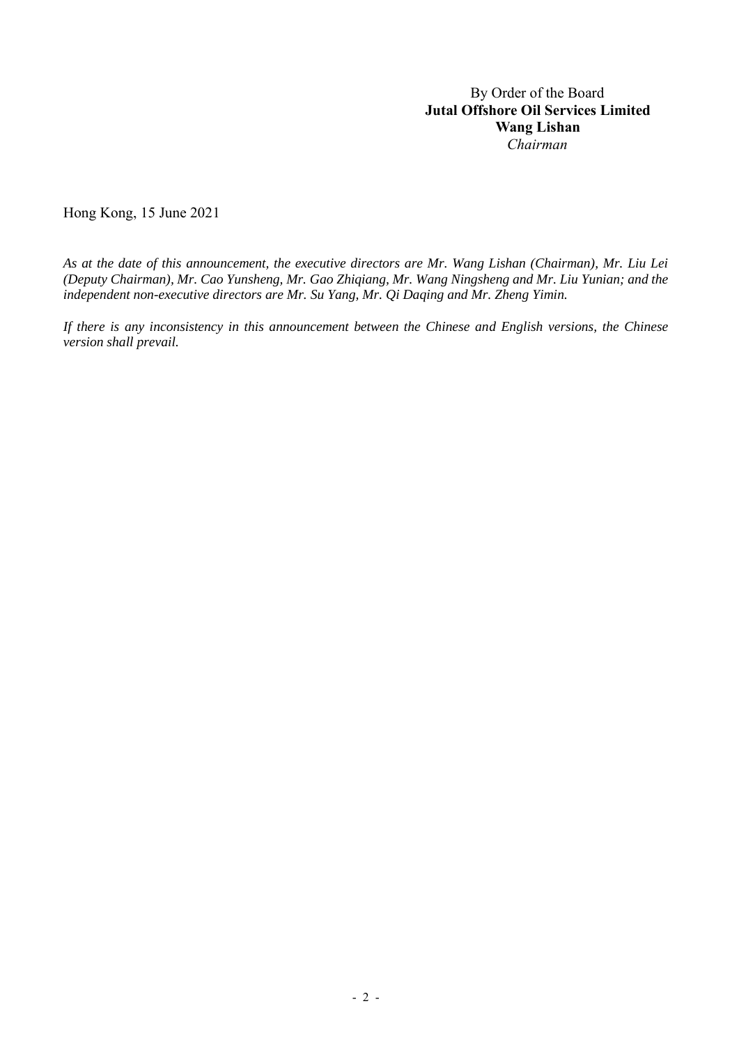By Order of the Board
**Jutal Offshore Oil Services Limited**
**Wang Lishan**
*Chairman*

Hong Kong, 15 June 2021

*As at the date of this announcement, the executive directors are Mr. Wang Lishan (Chairman), Mr. Liu Lei (Deputy Chairman), Mr. Cao Yunsheng, Mr. Gao Zhiqiang, Mr. Wang Ningsheng and Mr. Liu Yunian; and the independent non-executive directors are Mr. Su Yang, Mr. Qi Daqing and Mr. Zheng Yimin.*

*If there is any inconsistency in this announcement between the Chinese and English versions, the Chinese version shall prevail.*